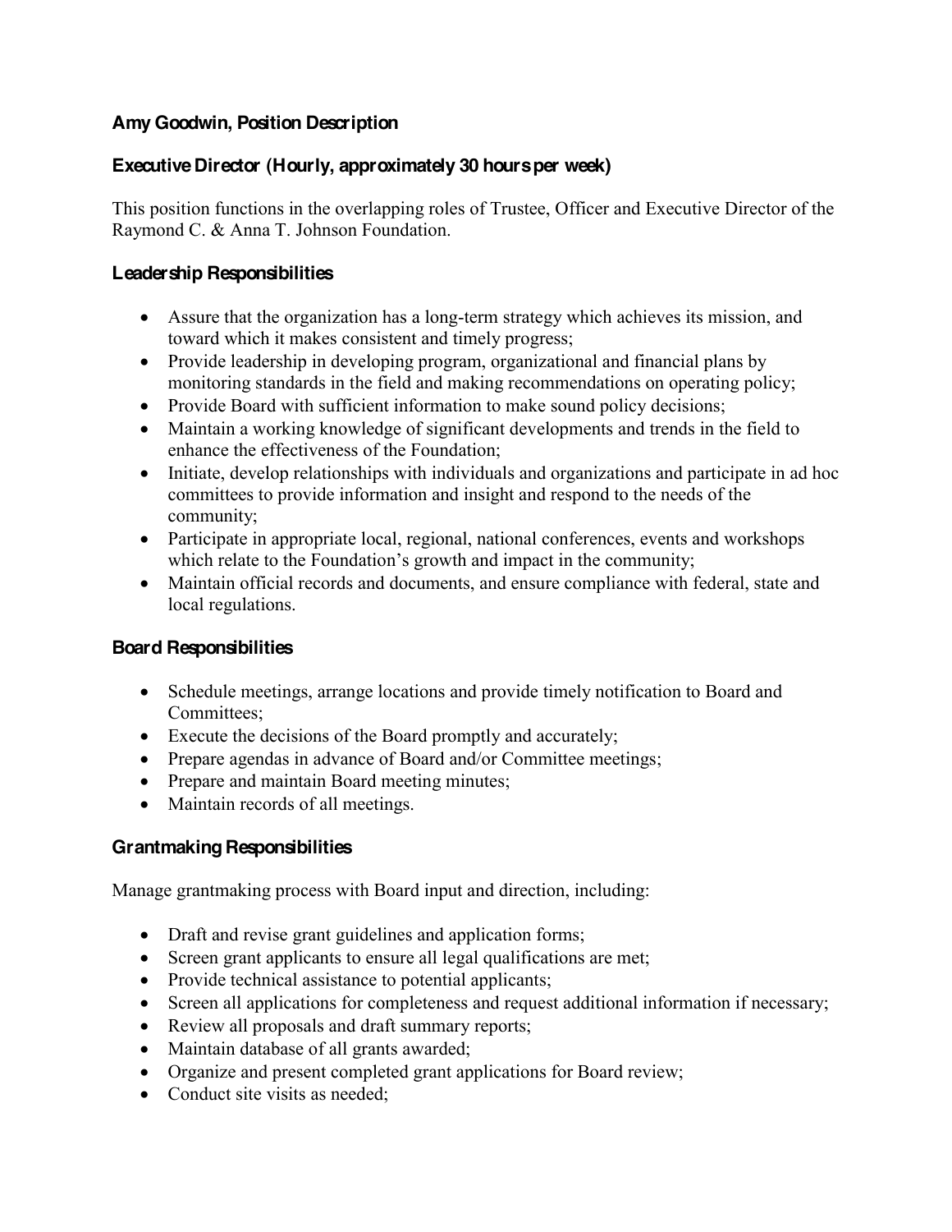**Amy Goodwin, Position Description**

**Executive Director (Hourly, approximately 30 hours per week)**

This position functions in the overlapping roles of Trustee, Officer and Executive Director of the Raymond C. & Anna T. Johnson Foundation.

**Leadership Responsibilities**

- Assure that the organization has a long-term strategy which achieves its mission, and toward which it makes consistent and timely progress;
- Provide leadership in developing program, organizational and financial plans by monitoring standards in the field and making recommendations on operating policy;
- Provide Board with sufficient information to make sound policy decisions;
- Maintain a working knowledge of significant developments and trends in the field to enhance the effectiveness of the Foundation;
- Initiate, develop relationships with individuals and organizations and participate in ad hoc committees to provide information and insight and respond to the needs of the community;
- Participate in appropriate local, regional, national conferences, events and workshops which relate to the Foundation's growth and impact in the community;
- Maintain official records and documents, and ensure compliance with federal, state and local regulations.

**Board Responsibilities**

- Schedule meetings, arrange locations and provide timely notification to Board and Committees;
- Execute the decisions of the Board promptly and accurately;
- Prepare agendas in advance of Board and/or Committee meetings;
- Prepare and maintain Board meeting minutes;
- Maintain records of all meetings.

**Grantmaking Responsibilities**

Manage grantmaking process with Board input and direction, including:

- Draft and revise grant guidelines and application forms;
- Screen grant applicants to ensure all legal qualifications are met;
- Provide technical assistance to potential applicants;
- Screen all applications for completeness and request additional information if necessary;
- Review all proposals and draft summary reports;
- Maintain database of all grants awarded;
- Organize and present completed grant applications for Board review;
- Conduct site visits as needed;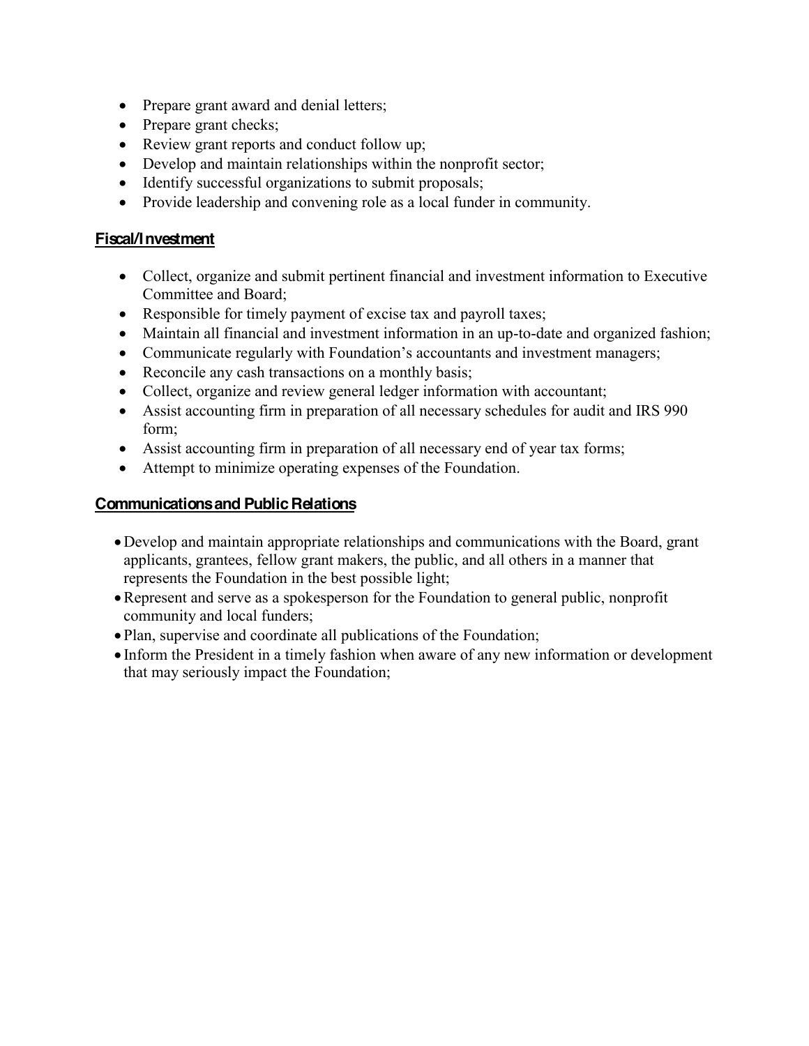- Prepare grant award and denial letters;
- Prepare grant checks;
- Review grant reports and conduct follow up;
- Develop and maintain relationships within the nonprofit sector;
- Identify successful organizations to submit proposals;
- Provide leadership and convening role as a local funder in community.

## Fiscal/Investment

- Collect, organize and submit pertinent financial and investment information to Executive Committee and Board;
- Responsible for timely payment of excise tax and payroll taxes;
- Maintain all financial and investment information in an up-to-date and organized fashion;
- Communicate regularly with Foundation's accountants and investment managers;
- Reconcile any cash transactions on a monthly basis;
- Collect, organize and review general ledger information with accountant;
- Assist accounting firm in preparation of all necessary schedules for audit and IRS 990 form;
- Assist accounting firm in preparation of all necessary end of year tax forms;
- Attempt to minimize operating expenses of the Foundation.

## Communications and Public Relations

- Develop and maintain appropriate relationships and communications with the Board, grant applicants, grantees, fellow grant makers, the public, and all others in a manner that represents the Foundation in the best possible light;
- Represent and serve as a spokesperson for the Foundation to general public, nonprofit community and local funders;
- Plan, supervise and coordinate all publications of the Foundation;
- Inform the President in a timely fashion when aware of any new information or development that may seriously impact the Foundation;